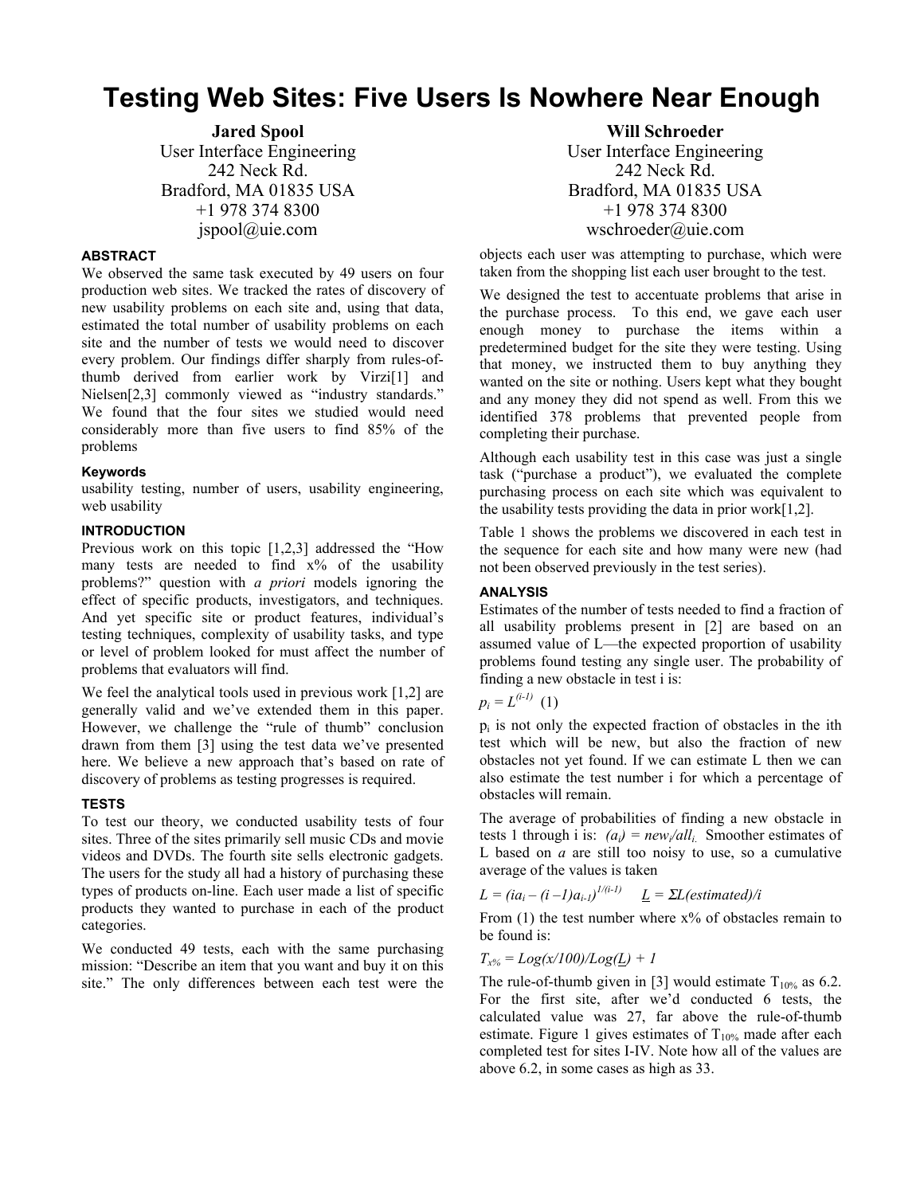# Testing Web Sites: Five Users Is Nowhere Near Enough

**Jared Spool**
User Interface Engineering
242 Neck Rd.
Bradford, MA 01835 USA
+1 978 374 8300
jspool@uie.com

**Will Schroeder**
User Interface Engineering
242 Neck Rd.
Bradford, MA 01835 USA
+1 978 374 8300
wschroeder@uie.com

### ABSTRACT

We observed the same task executed by 49 users on four production web sites. We tracked the rates of discovery of new usability problems on each site and, using that data, estimated the total number of usability problems on each site and the number of tests we would need to discover every problem. Our findings differ sharply from rules-of-thumb derived from earlier work by Virzi[1] and Nielsen[2,3] commonly viewed as "industry standards." We found that the four sites we studied would need considerably more than five users to find 85% of the problems

### Keywords

usability testing, number of users, usability engineering, web usability

### INTRODUCTION

Previous work on this topic [1,2,3] addressed the "How many tests are needed to find x% of the usability problems?" question with *a priori* models ignoring the effect of specific products, investigators, and techniques. And yet specific site or product features, individual's testing techniques, complexity of usability tasks, and type or level of problem looked for must affect the number of problems that evaluators will find.

We feel the analytical tools used in previous work [1,2] are generally valid and we've extended them in this paper. However, we challenge the "rule of thumb" conclusion drawn from them [3] using the test data we've presented here. We believe a new approach that's based on rate of discovery of problems as testing progresses is required.

### TESTS

To test our theory, we conducted usability tests of four sites. Three of the sites primarily sell music CDs and movie videos and DVDs. The fourth site sells electronic gadgets. The users for the study all had a history of purchasing these types of products on-line. Each user made a list of specific products they wanted to purchase in each of the product categories.

We conducted 49 tests, each with the same purchasing mission: "Describe an item that you want and buy it on this site." The only differences between each test were the objects each user was attempting to purchase, which were taken from the shopping list each user brought to the test.

We designed the test to accentuate problems that arise in the purchase process. To this end, we gave each user enough money to purchase the items within a predetermined budget for the site they were testing. Using that money, we instructed them to buy anything they wanted on the site or nothing. Users kept what they bought and any money they did not spend as well. From this we identified 378 problems that prevented people from completing their purchase.

Although each usability test in this case was just a single task ("purchase a product"), we evaluated the complete purchasing process on each site which was equivalent to the usability tests providing the data in prior work[1,2].

Table 1 shows the problems we discovered in each test in the sequence for each site and how many were new (had not been observed previously in the test series).

### ANALYSIS

Estimates of the number of tests needed to find a fraction of all usability problems present in [2] are based on an assumed value of L—the expected proportion of usability problems found testing any single user. The probability of finding a new obstacle in test i is:

$$p_i = L^{(i-1)} \quad (1)$$

$p_i$ is not only the expected fraction of obstacles in the ith test which will be new, but also the fraction of new obstacles not yet found. If we can estimate L then we can also estimate the test number i for which a percentage of obstacles will remain.

The average of probabilities of finding a new obstacle in tests 1 through i is: $(a_i) = new_i/all_i$. Smoother estimates of L based on *a* are still too noisy to use, so a cumulative average of the values is taken

$$L = (ia_i - (i-1)a_{i-1})^{1/(i-1)} \qquad \underline{L} = \Sigma L(\text{estimated})/i$$

From (1) the test number where x% of obstacles remain to be found is:

$$T_{x\%} = Log(x/100)/Log(\underline{L}) + 1$$

The rule-of-thumb given in [3] would estimate $T_{10\%}$ as 6.2. For the first site, after we'd conducted 6 tests, the calculated value was 27, far above the rule-of-thumb estimate. Figure 1 gives estimates of $T_{10\%}$ made after each completed test for sites I-IV. Note how all of the values are above 6.2, in some cases as high as 33.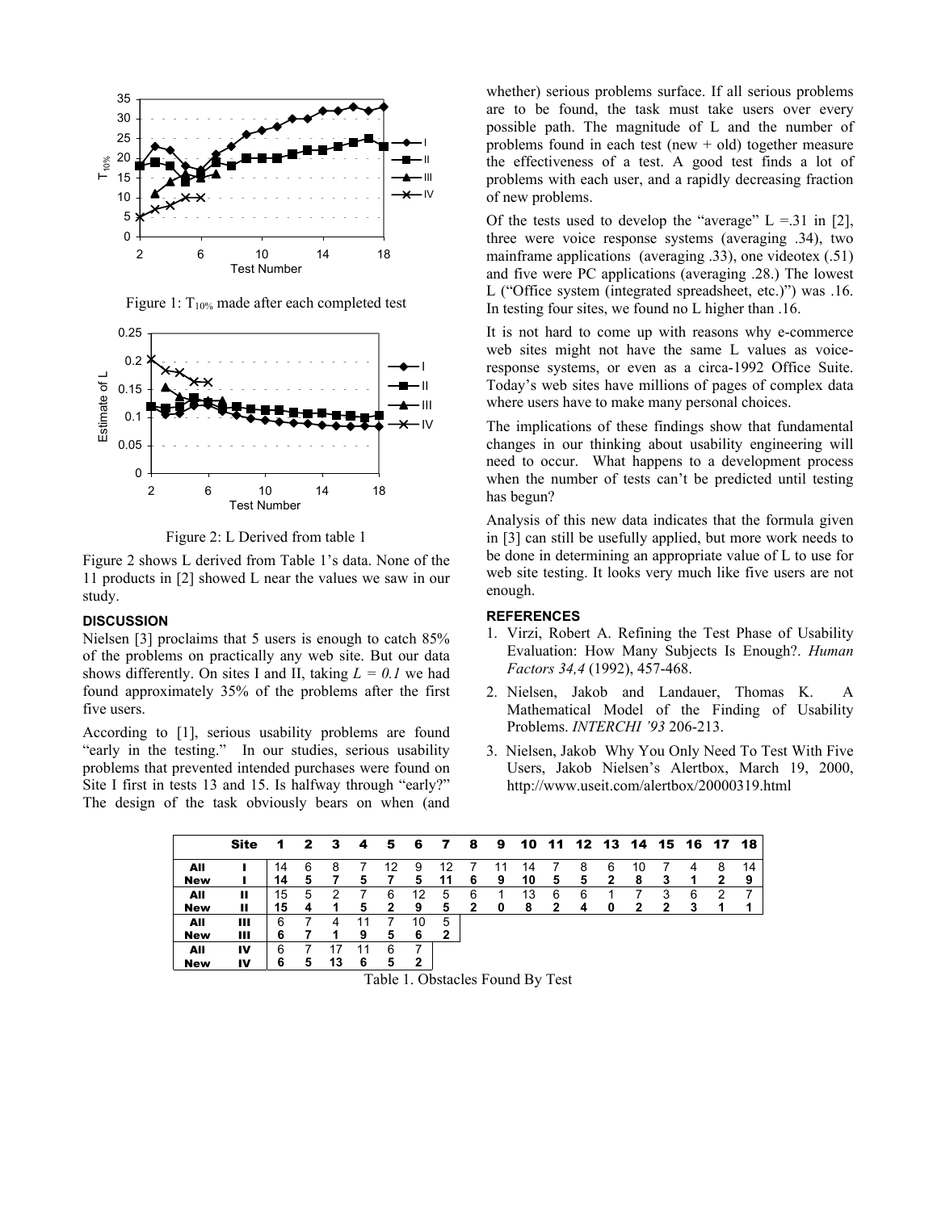35
30
25
20
15
10
5
0

$T_{10\%}$

2 6 10 14 18

Test Number

I
II
III
IV

Figure 1: $T_{10\%}$ made after each completed test

0.25
0.2
0.15
0.1
0.05
0

Estimate of L

2 6 10 14 18

Test Number

I
II
III
IV

Figure 2: L Derived from table 1

Figure 2 shows L derived from Table 1's data. None of the 11 products in [2] showed L near the values we saw in our study.

### DISCUSSION

Nielsen [3] proclaims that 5 users is enough to catch 85% of the problems on practically any web site. But our data shows differently. On sites I and II, taking $L = 0.1$ we had found approximately 35% of the problems after the first five users.

According to [1], serious usability problems are found "early in the testing." In our studies, serious usability problems that prevented intended purchases were found on Site I first in tests 13 and 15. Is halfway through "early?" The design of the task obviously bears on when (and whether) serious problems surface. If all serious problems are to be found, the task must take users over every possible path. The magnitude of L and the number of problems found in each test (new + old) together measure the effectiveness of a test. A good test finds a lot of problems with each user, and a rapidly decreasing fraction of new problems.

Of the tests used to develop the "average" L =.31 in [2], three were voice response systems (averaging .34), two mainframe applications (averaging .33), one videotex (.51) and five were PC applications (averaging .28.) The lowest L ("Office system (integrated spreadsheet, etc.)") was .16. In testing four sites, we found no L higher than .16.

It is not hard to come up with reasons why e-commerce web sites might not have the same L values as voice-response systems, or even as a circa-1992 Office Suite. Today's web sites have millions of pages of complex data where users have to make many personal choices.

The implications of these findings show that fundamental changes in our thinking about usability engineering will need to occur. What happens to a development process when the number of tests can't be predicted until testing has begun?

Analysis of this new data indicates that the formula given in [3] can still be usefully applied, but more work needs to be done in determining an appropriate value of L to use for web site testing. It looks very much like five users are not enough.

### REFERENCES

1. Virzi, Robert A. Refining the Test Phase of Usability Evaluation: How Many Subjects Is Enough?. *Human Factors 34,4* (1992), 457-468.
2. Nielsen, Jakob and Landauer, Thomas K. A Mathematical Model of the Finding of Usability Problems. *INTERCHI '93* 206-213.
3. Nielsen, Jakob Why You Only Need To Test With Five Users, Jakob Nielsen's Alertbox, March 19, 2000, http://www.useit.com/alertbox/20000319.html

| | Site | 1 | 2 | 3 | 4 | 5 | 6 | 7 | 8 | 9 | 10 | 11 | 12 | 13 | 14 | 15 | 16 | 17 | 18 |
|---|---|---|---|---|---|---|---|---|---|---|---|---|---|---|---|---|---|---|---|
| **All** | **I** | 14 | 6 | 8 | 7 | 12 | 9 | 12 | 7 | 11 | 14 | 7 | 8 | 6 | 10 | 7 | 4 | 8 | 14 |
| **New** | **I** | **14** | **5** | **7** | **5** | **7** | **5** | **11** | **6** | **9** | **10** | **5** | **5** | **2** | **8** | **3** | **1** | **2** | **9** |
| **All** | **II** | 15 | 5 | 2 | 7 | 6 | 12 | 5 | 6 | 1 | 13 | 6 | 6 | 1 | 7 | 3 | 6 | 2 | 7 |
| **New** | **II** | **15** | **4** | **1** | **5** | **2** | **9** | **5** | **2** | **0** | **8** | **2** | **4** | **0** | **2** | **2** | **3** | **1** | **1** |
| **All** | **III** | 6 | 7 | 4 | 11 | 7 | 10 | 5 | | | | | | | | | | | |
| **New** | **III** | **6** | **7** | **1** | **9** | **5** | **6** | **2** | | | | | | | | | | | |
| **All** | **IV** | 6 | 7 | 17 | 11 | 6 | 7 | | | | | | | | | | | | |
| **New** | **IV** | **6** | **5** | **13** | **6** | **5** | **2** | | | | | | | | | | | | |

Table 1. Obstacles Found By Test